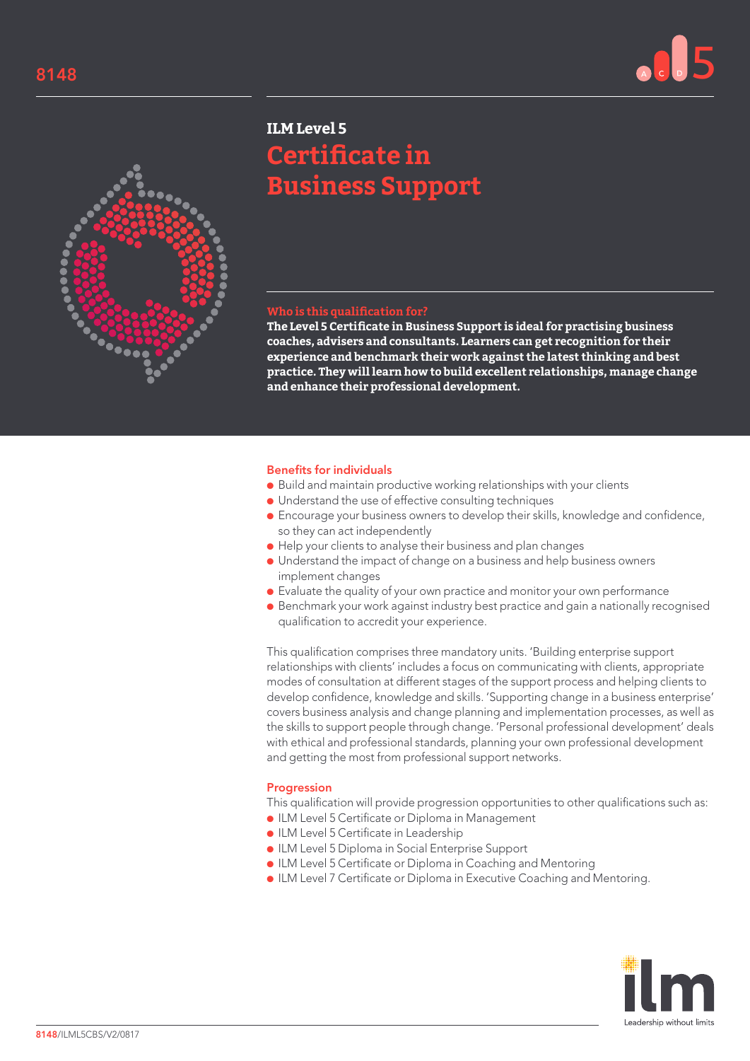8148

# ILM Level 5
# Certificate in Business Support

## Who is this qualification for?

**The Level 5 Certificate in Business Support is ideal for practising business coaches, advisers and consultants. Learners can get recognition for their experience and benchmark their work against the latest thinking and best practice. They will learn how to build excellent relationships, manage change and enhance their professional development.**

## Benefits for individuals

- Build and maintain productive working relationships with your clients
- Understand the use of effective consulting techniques
- Encourage your business owners to develop their skills, knowledge and confidence, so they can act independently
- Help your clients to analyse their business and plan changes
- Understand the impact of change on a business and help business owners implement changes
- Evaluate the quality of your own practice and monitor your own performance
- Benchmark your work against industry best practice and gain a nationally recognised qualification to accredit your experience.

This qualification comprises three mandatory units. 'Building enterprise support relationships with clients' includes a focus on communicating with clients, appropriate modes of consultation at different stages of the support process and helping clients to develop confidence, knowledge and skills. 'Supporting change in a business enterprise' covers business analysis and change planning and implementation processes, as well as the skills to support people through change. 'Personal professional development' deals with ethical and professional standards, planning your own professional development and getting the most from professional support networks.

## Progression

This qualification will provide progression opportunities to other qualifications such as:

- ILM Level 5 Certificate or Diploma in Management
- ILM Level 5 Certificate in Leadership
- ILM Level 5 Diploma in Social Enterprise Support
- ILM Level 5 Certificate or Diploma in Coaching and Mentoring
- ILM Level 7 Certificate or Diploma in Executive Coaching and Mentoring.

8148/ILML5CBS/V2/0817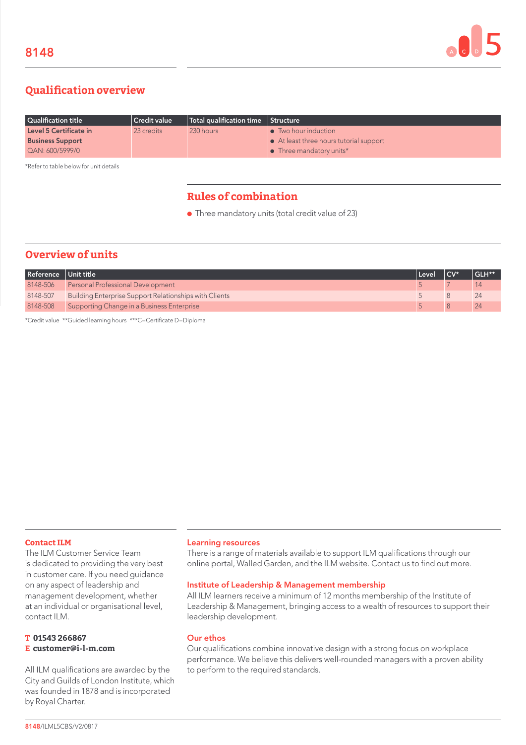8148

## Qualification overview

| Qualification title | Credit value | Total qualification time | Structure |
|---|---|---|---|
| **Level 5 Certificate in Business Support** QAN: 600/5999/0 | 23 credits | 230 hours | ● Two hour induction ● At least three hours tutorial support ● Three mandatory units* |

*Refer to table below for unit details

## Rules of combination

- Three mandatory units (total credit value of 23)

## Overview of units

| Reference | Unit title | Level | CV* | GLH** |
|---|---|---|---|---|
| 8148-506 | Personal Professional Development | 5 | 7 | 14 |
| 8148-507 | Building Enterprise Support Relationships with Clients | 5 | 8 | 24 |
| 8148-508 | Supporting Change in a Business Enterprise | 5 | 8 | 24 |

*Credit value **Guided learning hours ***C=Certificate D=Diploma

### Contact ILM

The ILM Customer Service Team is dedicated to providing the very best in customer care. If you need guidance on any aspect of leadership and management development, whether at an individual or organisational level, contact ILM.

**T 01543 266867**
**E customer@i-l-m.com**

All ILM qualifications are awarded by the City and Guilds of London Institute, which was founded in 1878 and is incorporated by Royal Charter.

### Learning resources

There is a range of materials available to support ILM qualifications through our online portal, Walled Garden, and the ILM website. Contact us to find out more.

### Institute of Leadership & Management membership

All ILM learners receive a minimum of 12 months membership of the Institute of Leadership & Management, bringing access to a wealth of resources to support their leadership development.

### Our ethos

Our qualifications combine innovative design with a strong focus on workplace performance. We believe this delivers well-rounded managers with a proven ability to perform to the required standards.

8148/ILML5CBS/V2/0817